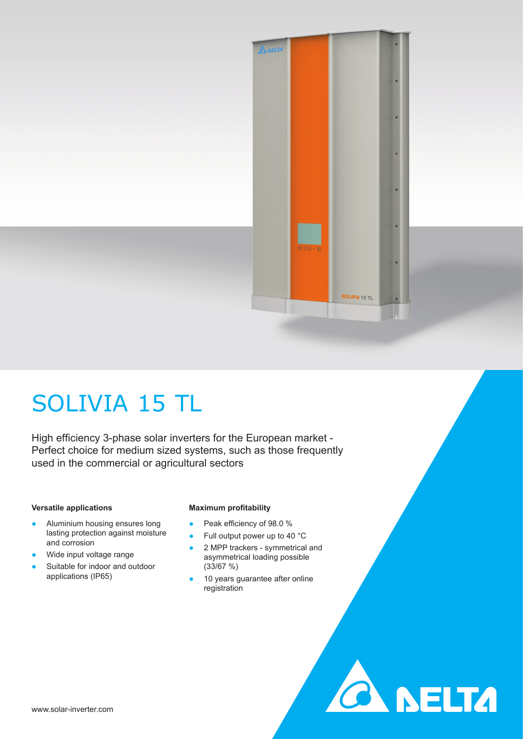# SOLIVIA 15 TL

High efficiency 3-phase solar inverters for the European market - Perfect choice for medium sized systems, such as those frequently used in the commercial or agricultural sectors

**Versatile applications**

- Aluminium housing ensures long lasting protection against moisture and corrosion
- Wide input voltage range
- Suitable for indoor and outdoor applications (IP65)

**Maximum profitability**

- Peak efficiency of 98.0 %
- Full output power up to 40 °C
- 2 MPP trackers - symmetrical and asymmetrical loading possible (33/67 %)
- 10 years guarantee after online registration

www.solar-inverter.com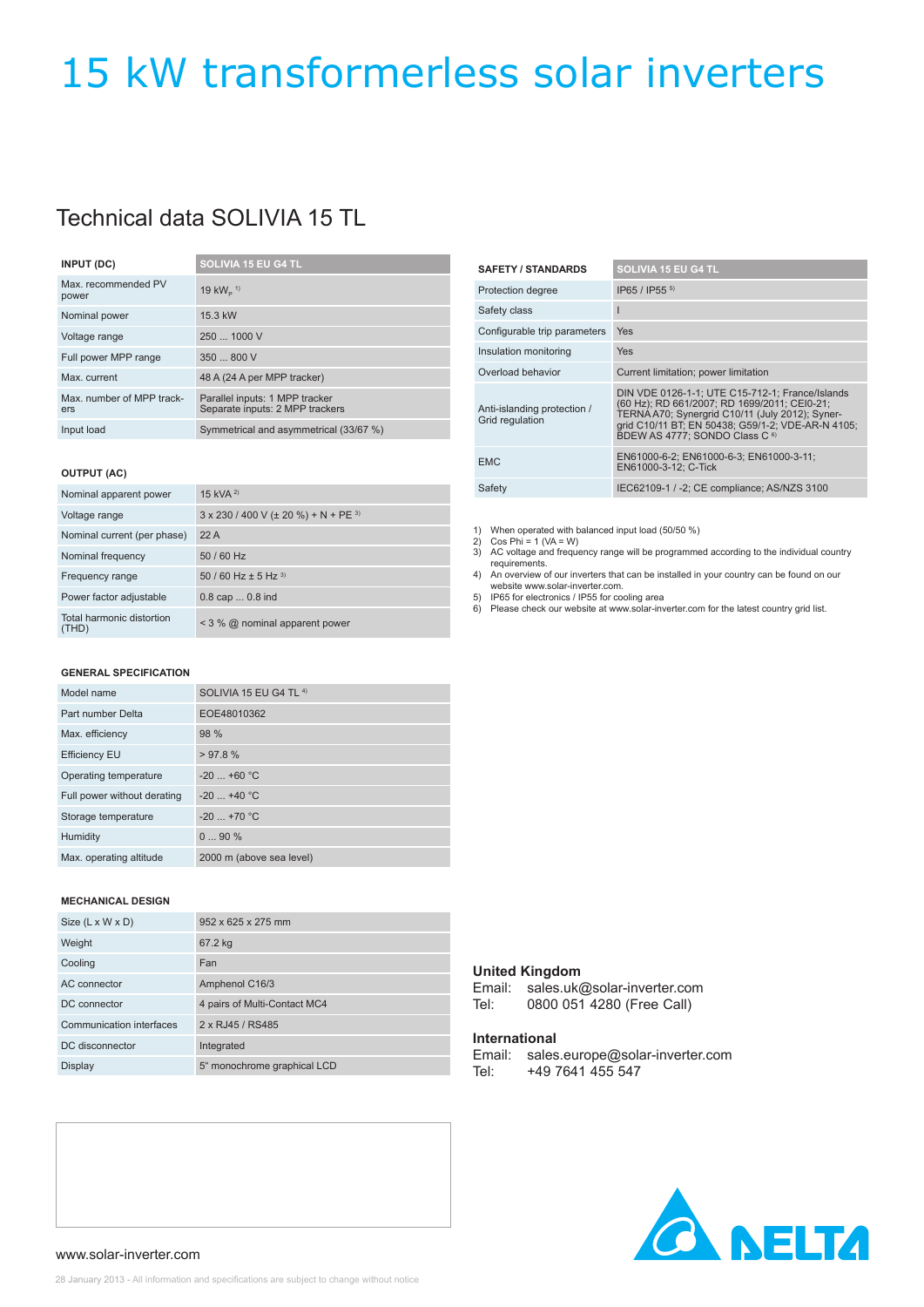# 15 kW transformerless solar inverters

## Technical data SOLIVIA 15 TL

| INPUT (DC) | SOLIVIA 15 EU G4 TL |
|---|---|
| Max. recommended PV power | 19 $kW_P$ [1] |
| Nominal power | 15.3 kW |
| Voltage range | 250 ... 1000 V |
| Full power MPP range | 350 ... 800 V |
| Max. current | 48 A (24 A per MPP tracker) |
| Max. number of MPP trackers | Parallel inputs: 1 MPP tracker<br>Separate inputs: 2 MPP trackers |
| Input load | Symmetrical and asymmetrical (33/67 %) |

| OUTPUT (AC) | |
|---|---|
| Nominal apparent power | 15 kVA [2] |
| Voltage range | 3 x 230 / 400 V (± 20 %) + N + PE [3] |
| Nominal current (per phase) | 22 A |
| Nominal frequency | 50 / 60 Hz |
| Frequency range | 50 / 60 Hz ± 5 Hz [3] |
| Power factor adjustable | 0.8 cap ... 0.8 ind |
| Total harmonic distortion (THD) | < 3 % @ nominal apparent power |

| GENERAL SPECIFICATION | |
|---|---|
| Model name | SOLIVIA 15 EU G4 TL [4] |
| Part number Delta | EOE48010362 |
| Max. efficiency | 98 % |
| Efficiency EU | > 97.8 % |
| Operating temperature | -20 ... +60 °C |
| Full power without derating | -20 ... +40 °C |
| Storage temperature | -20 ... +70 °C |
| Humidity | 0 ... 90 % |
| Max. operating altitude | 2000 m (above sea level) |

| MECHANICAL DESIGN | |
|---|---|
| Size (L x W x D) | 952 x 625 x 275 mm |
| Weight | 67.2 kg |
| Cooling | Fan |
| AC connector | Amphenol C16/3 |
| DC connector | 4 pairs of Multi-Contact MC4 |
| Communication interfaces | 2 x RJ45 / RS485 |
| DC disconnector | Integrated |
| Display | 5" monochrome graphical LCD |

| SAFETY / STANDARDS | SOLIVIA 15 EU G4 TL |
|---|---|
| Protection degree | IP65 / IP55 [5] |
| Safety class | I |
| Configurable trip parameters | Yes |
| Insulation monitoring | Yes |
| Overload behavior | Current limitation; power limitation |
| Anti-islanding protection / Grid regulation | DIN VDE 0126-1-1; UTE C15-712-1; France/Islands (60 Hz); RD 661/2007; RD 1699/2011; CEI0-21; TERNA A70; Synergrid C10/11 (July 2012); Synergrid C10/11 BT; EN 50438; G59/1-2; VDE-AR-N 4105; BDEW AS 4777; SONDO Class C [6] |
| EMC | EN61000-6-2; EN61000-6-3; EN61000-3-11; EN61000-3-12; C-Tick |
| Safety | IEC62109-1 / -2; CE compliance; AS/NZS 3100 |

1) When operated with balanced input load (50/50 %)
2) Cos Phi = 1 (VA = W)
3) AC voltage and frequency range will be programmed according to the individual country requirements.
4) An overview of our inverters that can be installed in your country can be found on our website www.solar-inverter.com.
5) IP65 for electronics / IP55 for cooling area
6) Please check our website at www.solar-inverter.com for the latest country grid list.

**United Kingdom**
Email: sales.uk@solar-inverter.com
Tel: 0800 051 4280 (Free Call)

**International**
Email: sales.europe@solar-inverter.com
Tel: +49 7641 455 547

www.solar-inverter.com

28 January 2013 - All information and specifications are subject to change without notice